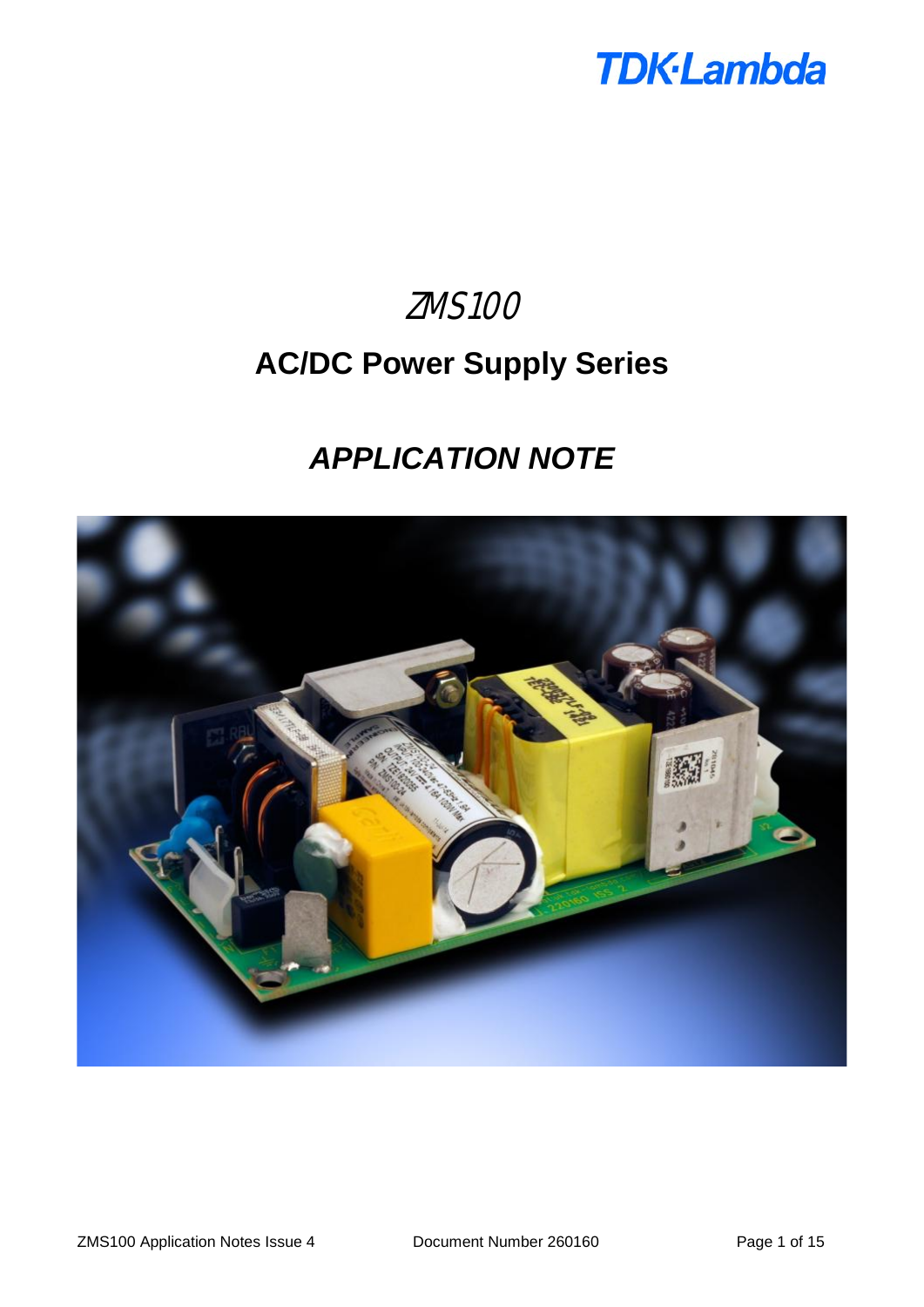TDK·Lambda

# ZMS100

## AC/DC Power Supply Series

## *APPLICATION NOTE*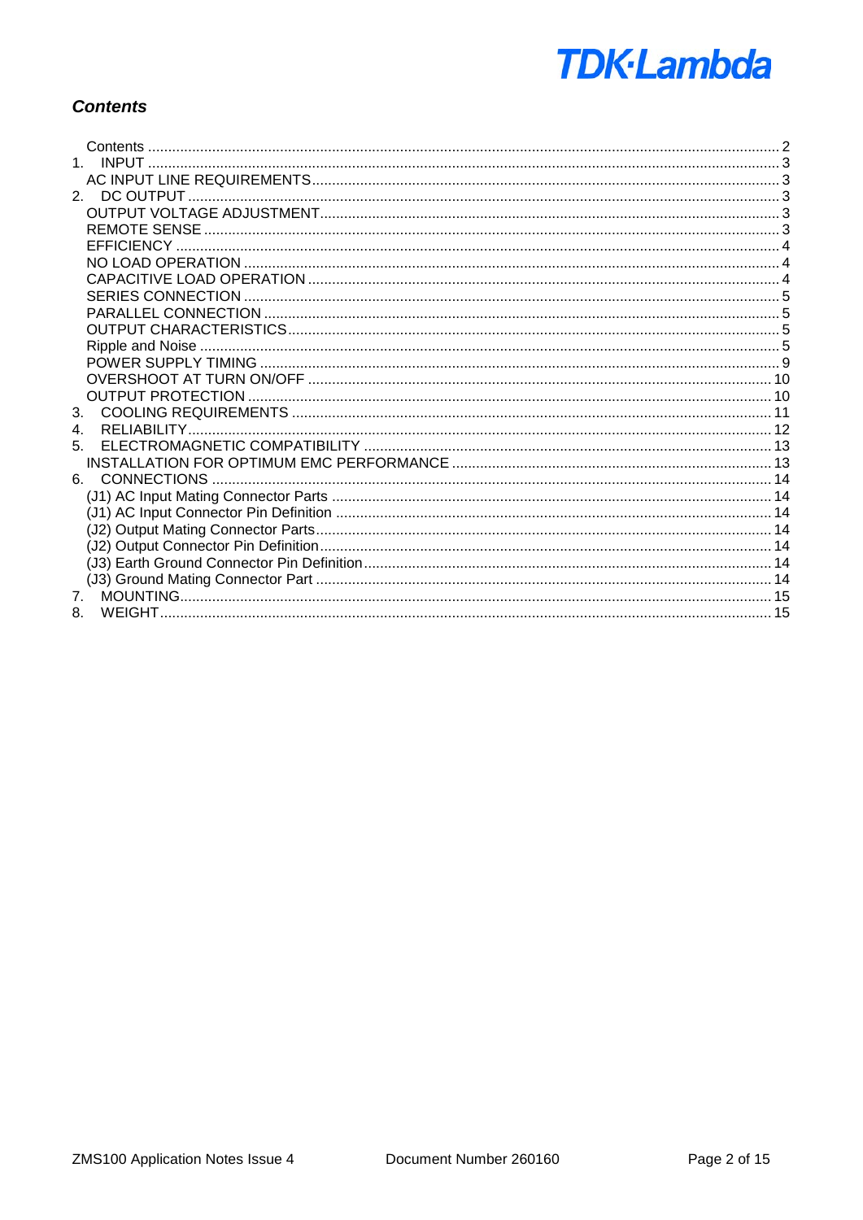## *Contents*

Contents ........................................................................................................ 2
1. INPUT ........................................................................................................ 3
AC INPUT LINE REQUIREMENTS ........................................................................ 3
2. DC OUTPUT ................................................................................................. 3
OUTPUT VOLTAGE ADJUSTMENT ....................................................................... 3
REMOTE SENSE ................................................................................................ 3
EFFICIENCY ..................................................................................................... 4
NO LOAD OPERATION ....................................................................................... 4
CAPACITIVE LOAD OPERATION .......................................................................... 4
SERIES CONNECTION ........................................................................................ 5
PARALLEL CONNECTION .................................................................................... 5
OUTPUT CHARACTERISTICS .............................................................................. 5
Ripple and Noise ............................................................................................... 5
POWER SUPPLY TIMING ..................................................................................... 9
OVERSHOOT AT TURN ON/OFF ........................................................................ 10
OUTPUT PROTECTION ..................................................................................... 10
3. COOLING REQUIREMENTS .......................................................................... 11
4. RELIABILITY .............................................................................................. 12
5. ELECTROMAGNETIC COMPATIBILITY ........................................................... 13
INSTALLATION FOR OPTIMUM EMC PERFORMANCE ........................................... 13
6. CONNECTIONS ........................................................................................... 14
(J1) AC Input Mating Connector Parts ................................................................ 14
(J1) AC Input Connector Pin Definition .............................................................. 14
(J2) Output Mating Connector Parts ................................................................... 14
(J2) Output Connector Pin Definition .................................................................. 14
(J3) Earth Ground Connector Pin Definition ......................................................... 14
(J3) Ground Mating Connector Part .................................................................... 14
7. MOUNTING ................................................................................................. 15
8. WEIGHT ..................................................................................................... 15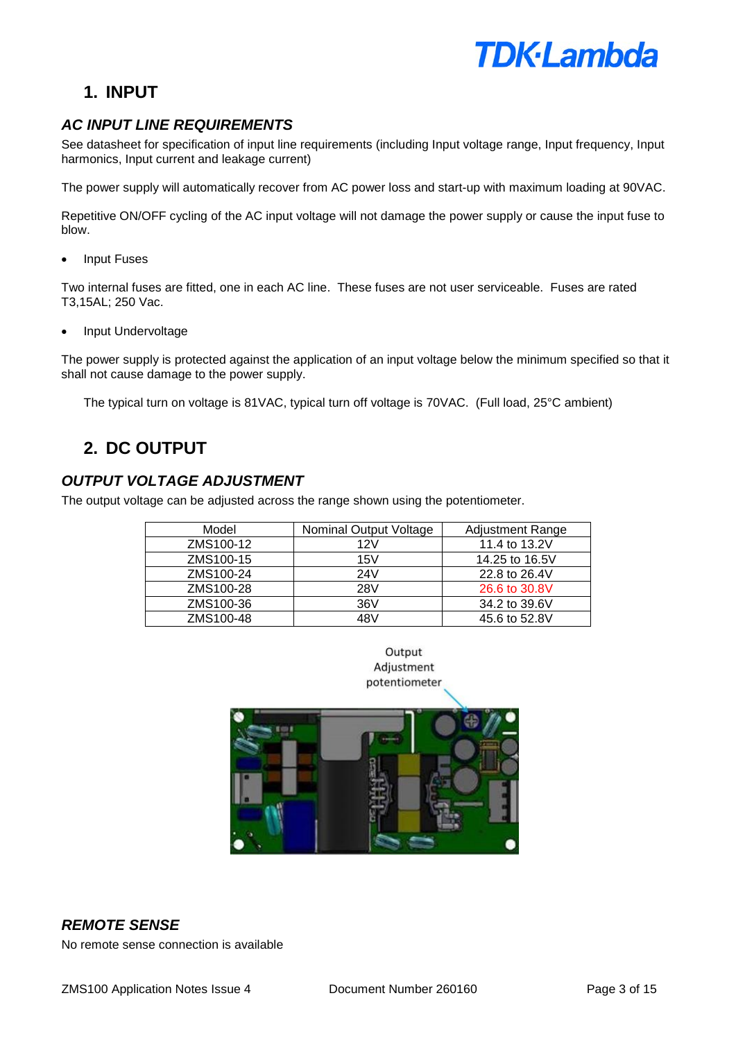## 1. INPUT

### *AC INPUT LINE REQUIREMENTS*

See datasheet for specification of input line requirements (including Input voltage range, Input frequency, Input harmonics, Input current and leakage current)

The power supply will automatically recover from AC power loss and start-up with maximum loading at 90VAC.

Repetitive ON/OFF cycling of the AC input voltage will not damage the power supply or cause the input fuse to blow.

- Input Fuses

Two internal fuses are fitted, one in each AC line. These fuses are not user serviceable. Fuses are rated T3,15AL; 250 Vac.

- Input Undervoltage

The power supply is protected against the application of an input voltage below the minimum specified so that it shall not cause damage to the power supply.

The typical turn on voltage is 81VAC, typical turn off voltage is 70VAC. (Full load, 25°C ambient)

## 2. DC OUTPUT

### *OUTPUT VOLTAGE ADJUSTMENT*

The output voltage can be adjusted across the range shown using the potentiometer.

| Model | Nominal Output Voltage | Adjustment Range |
|---|---|---|
| ZMS100-12 | 12V | 11.4 to 13.2V |
| ZMS100-15 | 15V | 14.25 to 16.5V |
| ZMS100-24 | 24V | 22.8 to 26.4V |
| ZMS100-28 | 28V | 26.6 to 30.8V |
| ZMS100-36 | 36V | 34.2 to 39.6V |
| ZMS100-48 | 48V | 45.6 to 52.8V |

Output Adjustment potentiometer

### *REMOTE SENSE*

No remote sense connection is available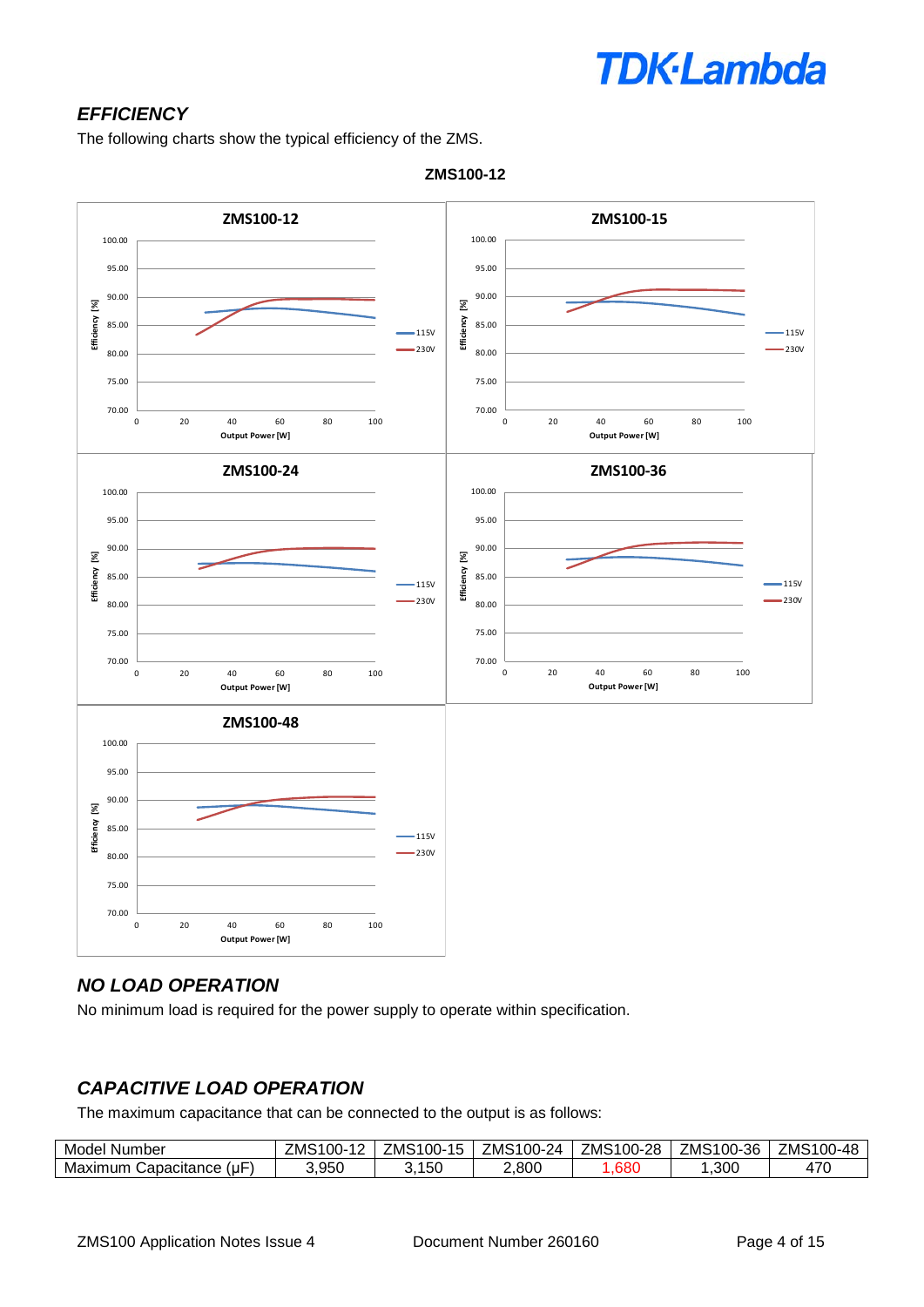## *EFFICIENCY*

The following charts show the typical efficiency of the ZMS.

**ZMS100-12**

## *NO LOAD OPERATION*

No minimum load is required for the power supply to operate within specification.

## *CAPACITIVE LOAD OPERATION*

The maximum capacitance that can be connected to the output is as follows:

| Model Number | ZMS100-12 | ZMS100-15 | ZMS100-24 | ZMS100-28 | ZMS100-36 | ZMS100-48 |
|---|---|---|---|---|---|---|
| Maximum Capacitance (μF) | 3,950 | 3,150 | 2,800 | 1,680 | 1,300 | 470 |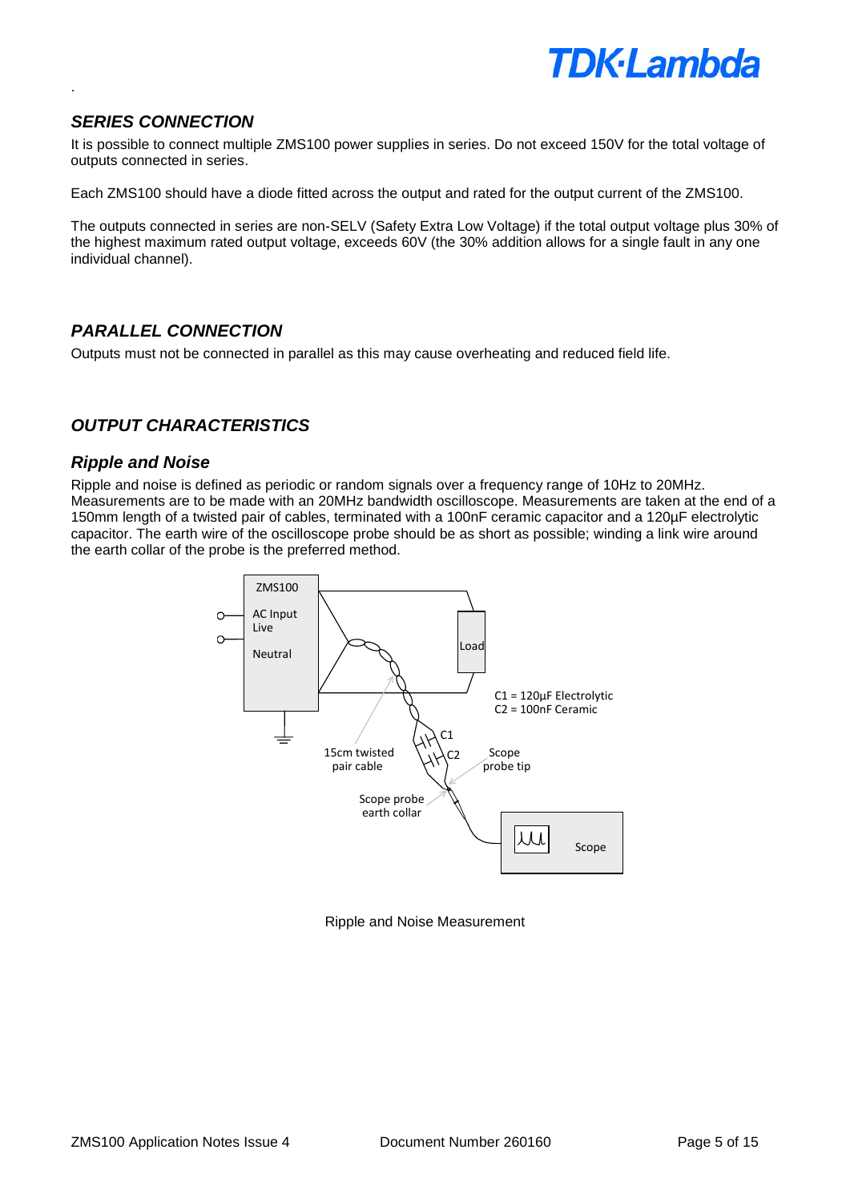## SERIES CONNECTION

It is possible to connect multiple ZMS100 power supplies in series. Do not exceed 150V for the total voltage of outputs connected in series.

Each ZMS100 should have a diode fitted across the output and rated for the output current of the ZMS100.

The outputs connected in series are non-SELV (Safety Extra Low Voltage) if the total output voltage plus 30% of the highest maximum rated output voltage, exceeds 60V (the 30% addition allows for a single fault in any one individual channel).

## PARALLEL CONNECTION

Outputs must not be connected in parallel as this may cause overheating and reduced field life.

## OUTPUT CHARACTERISTICS

### Ripple and Noise

Ripple and noise is defined as periodic or random signals over a frequency range of 10Hz to 20MHz. Measurements are to be made with an 20MHz bandwidth oscilloscope. Measurements are taken at the end of a 150mm length of a twisted pair of cables, terminated with a 100nF ceramic capacitor and a 120µF electrolytic capacitor. The earth wire of the oscilloscope probe should be as short as possible; winding a link wire around the earth collar of the probe is the preferred method.

ZMS100 · AC Input Live · Neutral · Load · C1 = 120µF Electrolytic · C2 = 100nF Ceramic · C1 · C2 · 15cm twisted pair cable · Scope probe tip · Scope probe earth collar · Scope

Ripple and Noise Measurement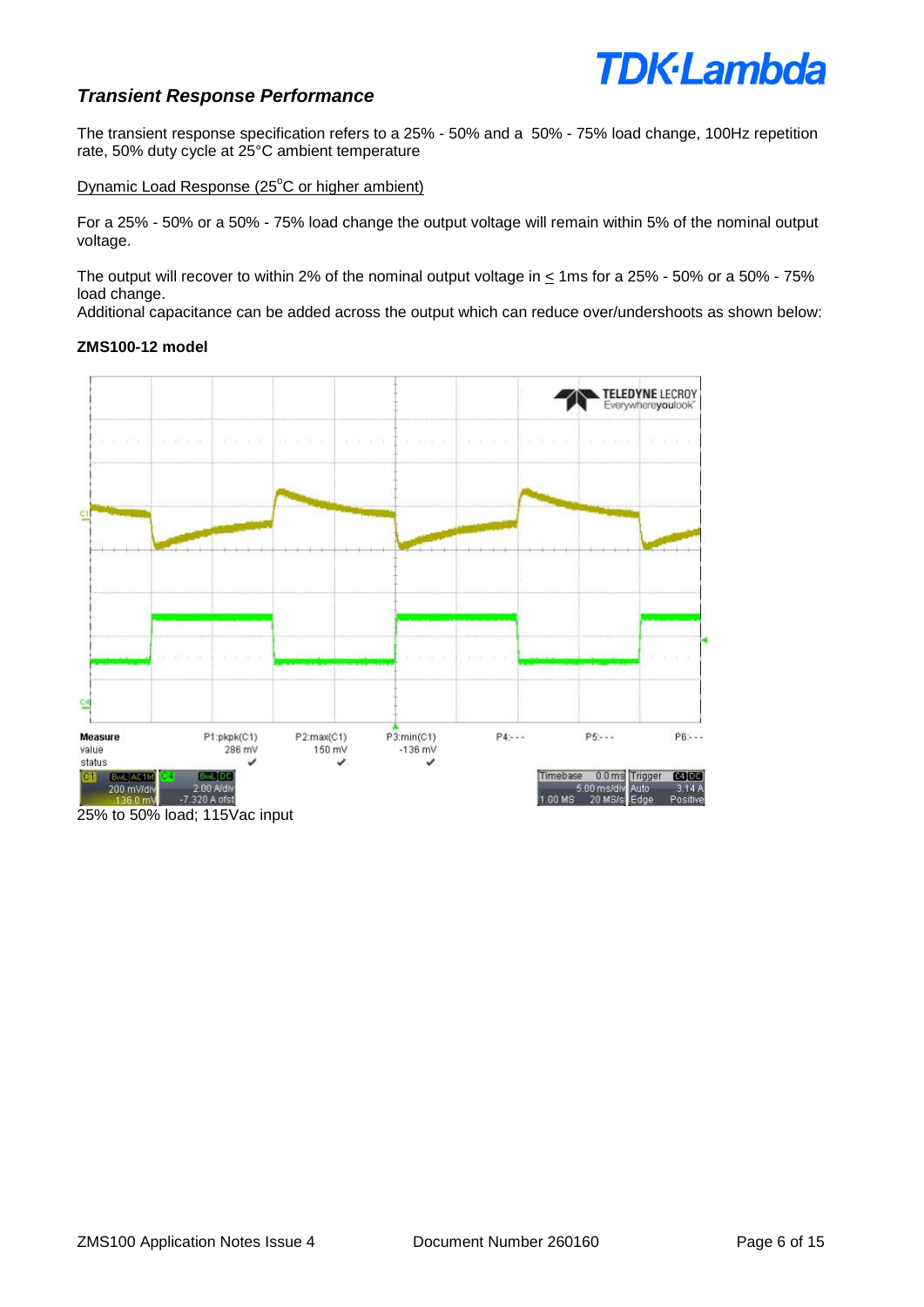### *Transient Response Performance*

The transient response specification refers to a 25% - 50% and a 50% - 75% load change, 100Hz repetition rate, 50% duty cycle at 25°C ambient temperature

Dynamic Load Response (25$^{o}$C or higher ambient)

For a 25% - 50% or a 50% - 75% load change the output voltage will remain within 5% of the nominal output voltage.

The output will recover to within 2% of the nominal output voltage in ≤ 1ms for a 25% - 50% or a 50% - 75% load change.
Additional capacitance can be added across the output which can reduce over/undershoots as shown below:

**ZMS100-12 model**

25% to 50% load; 115Vac input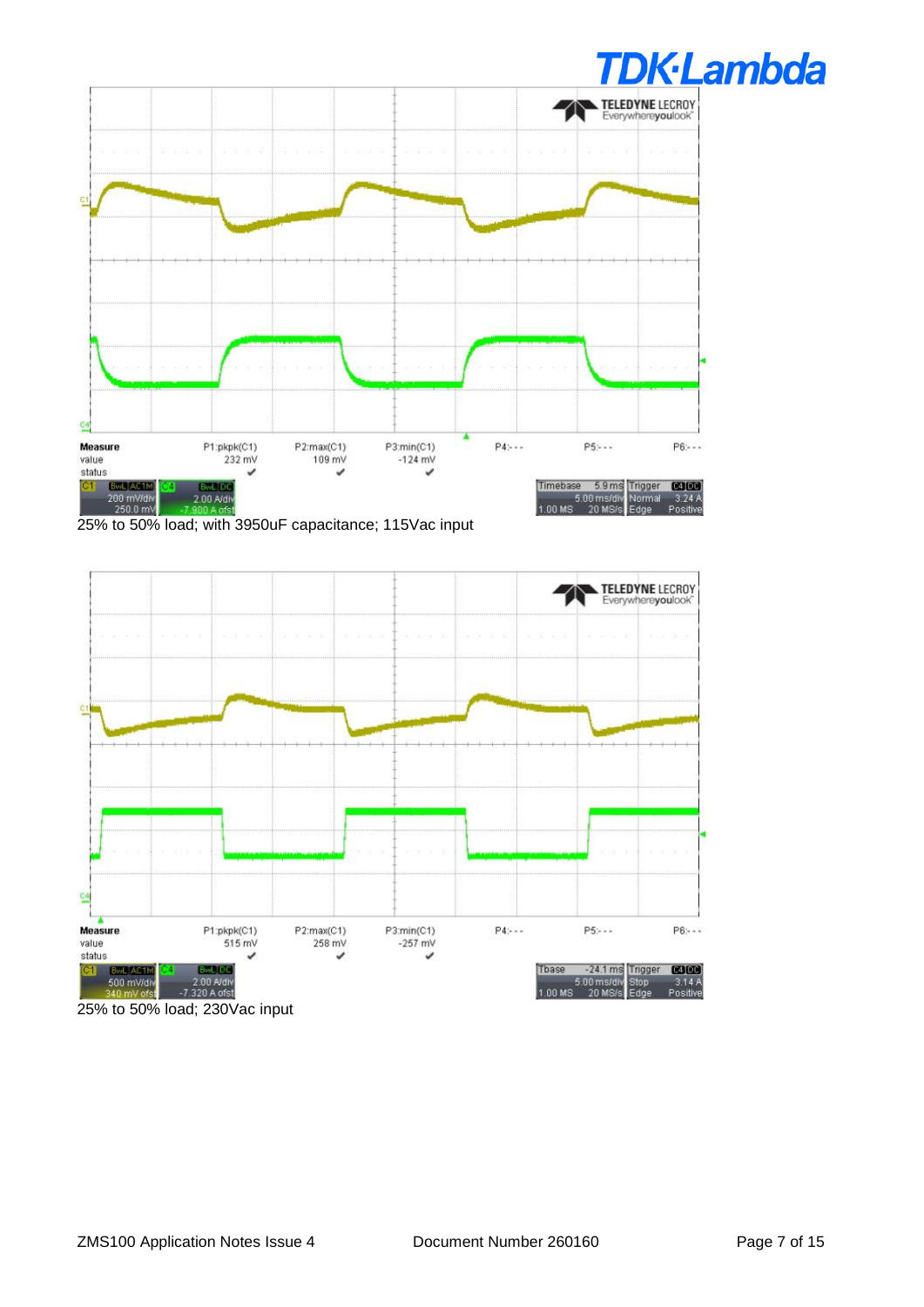25% to 50% load; with 3950uF capacitance; 115Vac input

25% to 50% load; 230Vac input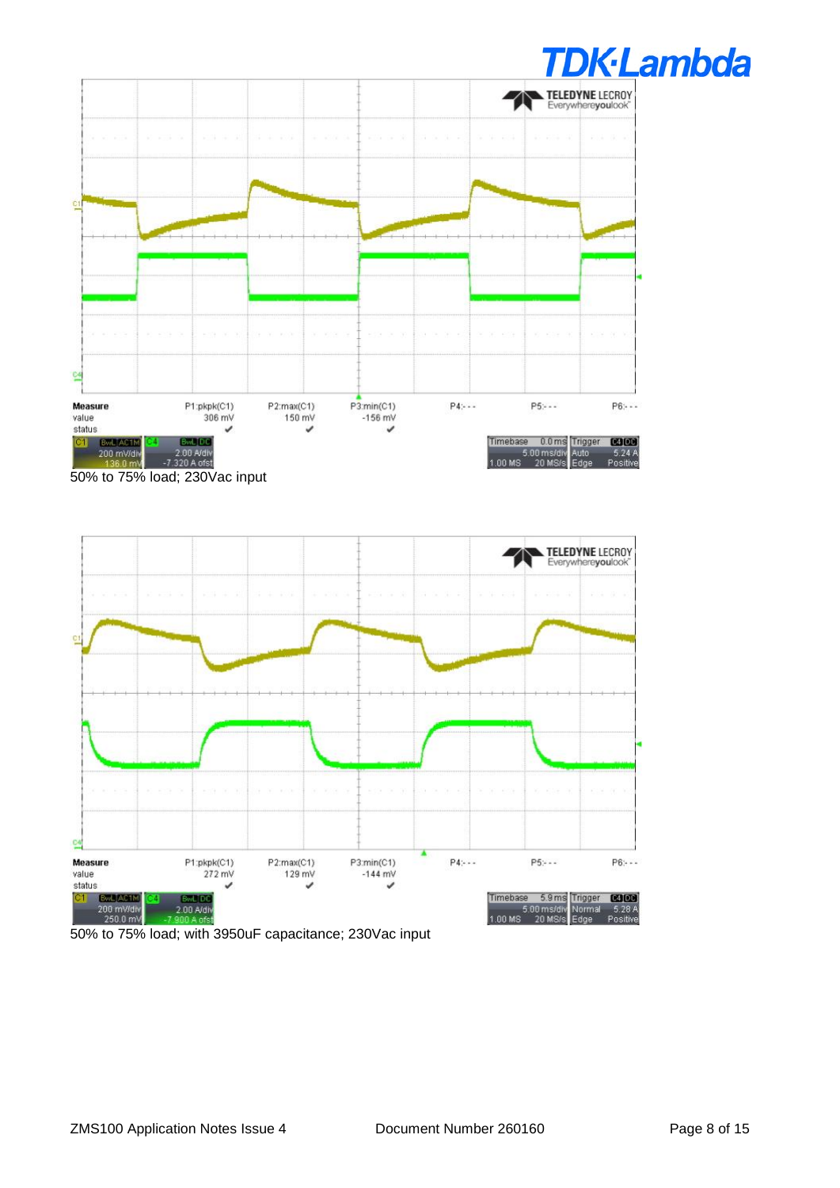50% to 75% load; 230Vac input

50% to 75% load; with 3950uF capacitance; 230Vac input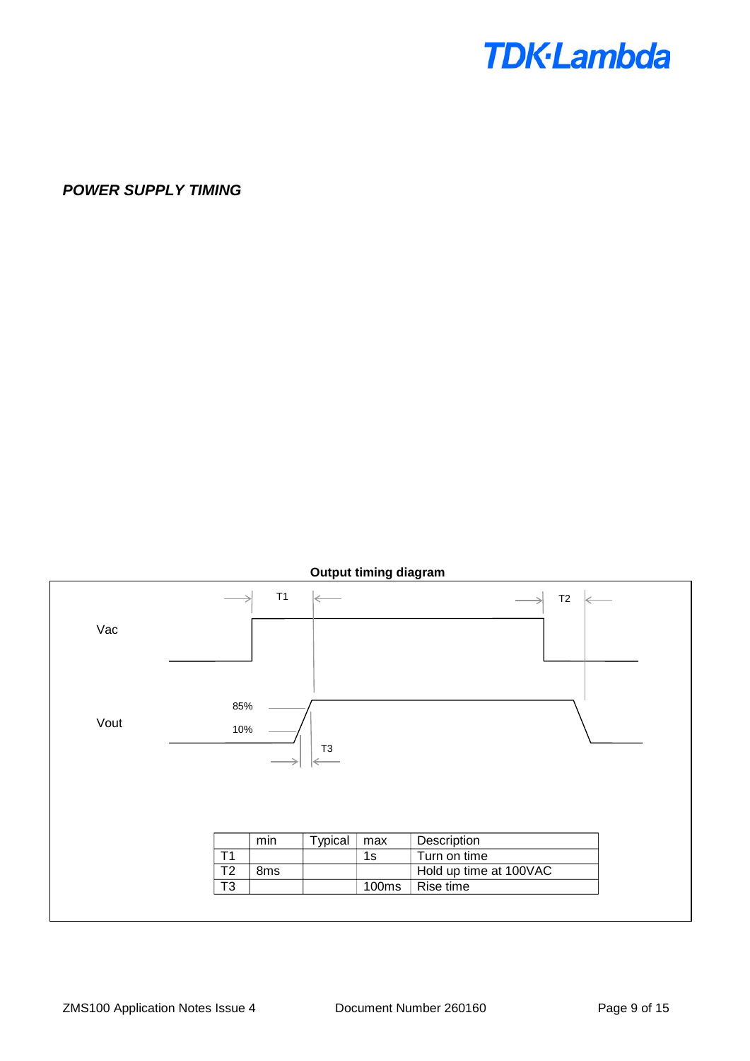***POWER SUPPLY TIMING***

**Output timing diagram**

|  | min | Typical | max | Description |
|---|---|---|---|---|
| T1 |  |  | 1s | Turn on time |
| T2 | 8ms |  |  | Hold up time at 100VAC |
| T3 |  |  | 100ms | Rise time |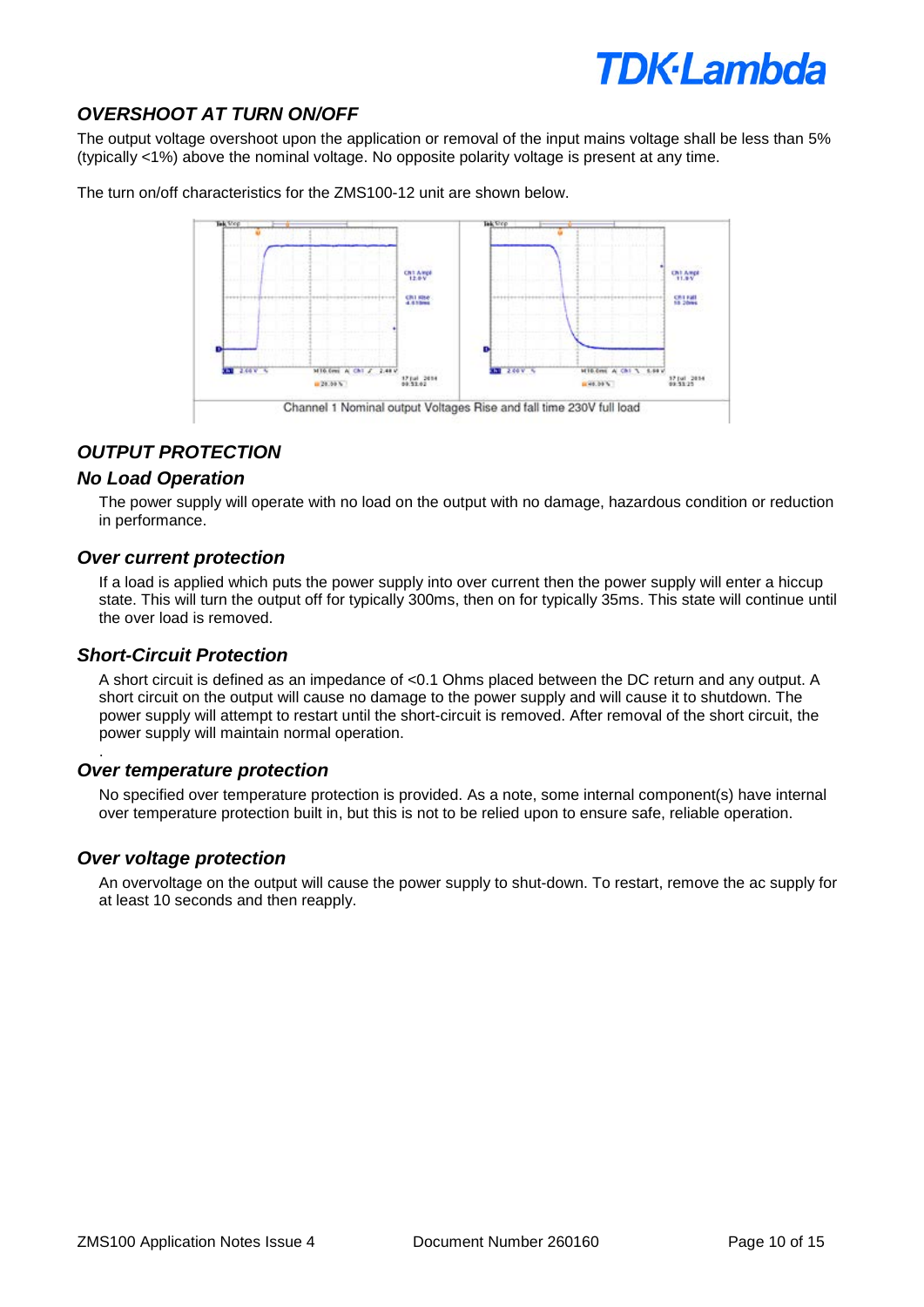## OVERSHOOT AT TURN ON/OFF

The output voltage overshoot upon the application or removal of the input mains voltage shall be less than 5% (typically <1%) above the nominal voltage. No opposite polarity voltage is present at any time.

The turn on/off characteristics for the ZMS100-12 unit are shown below.

Channel 1 Nominal output Voltages Rise and fall time 230V full load

## OUTPUT PROTECTION

### No Load Operation

The power supply will operate with no load on the output with no damage, hazardous condition or reduction in performance.

### Over current protection

If a load is applied which puts the power supply into over current then the power supply will enter a hiccup state. This will turn the output off for typically 300ms, then on for typically 35ms. This state will continue until the over load is removed.

### Short-Circuit Protection

A short circuit is defined as an impedance of <0.1 Ohms placed between the DC return and any output. A short circuit on the output will cause no damage to the power supply and will cause it to shutdown. The power supply will attempt to restart until the short-circuit is removed. After removal of the short circuit, the power supply will maintain normal operation.

### Over temperature protection

No specified over temperature protection is provided. As a note, some internal component(s) have internal over temperature protection built in, but this is not to be relied upon to ensure safe, reliable operation.

### Over voltage protection

An overvoltage on the output will cause the power supply to shut-down. To restart, remove the ac supply for at least 10 seconds and then reapply.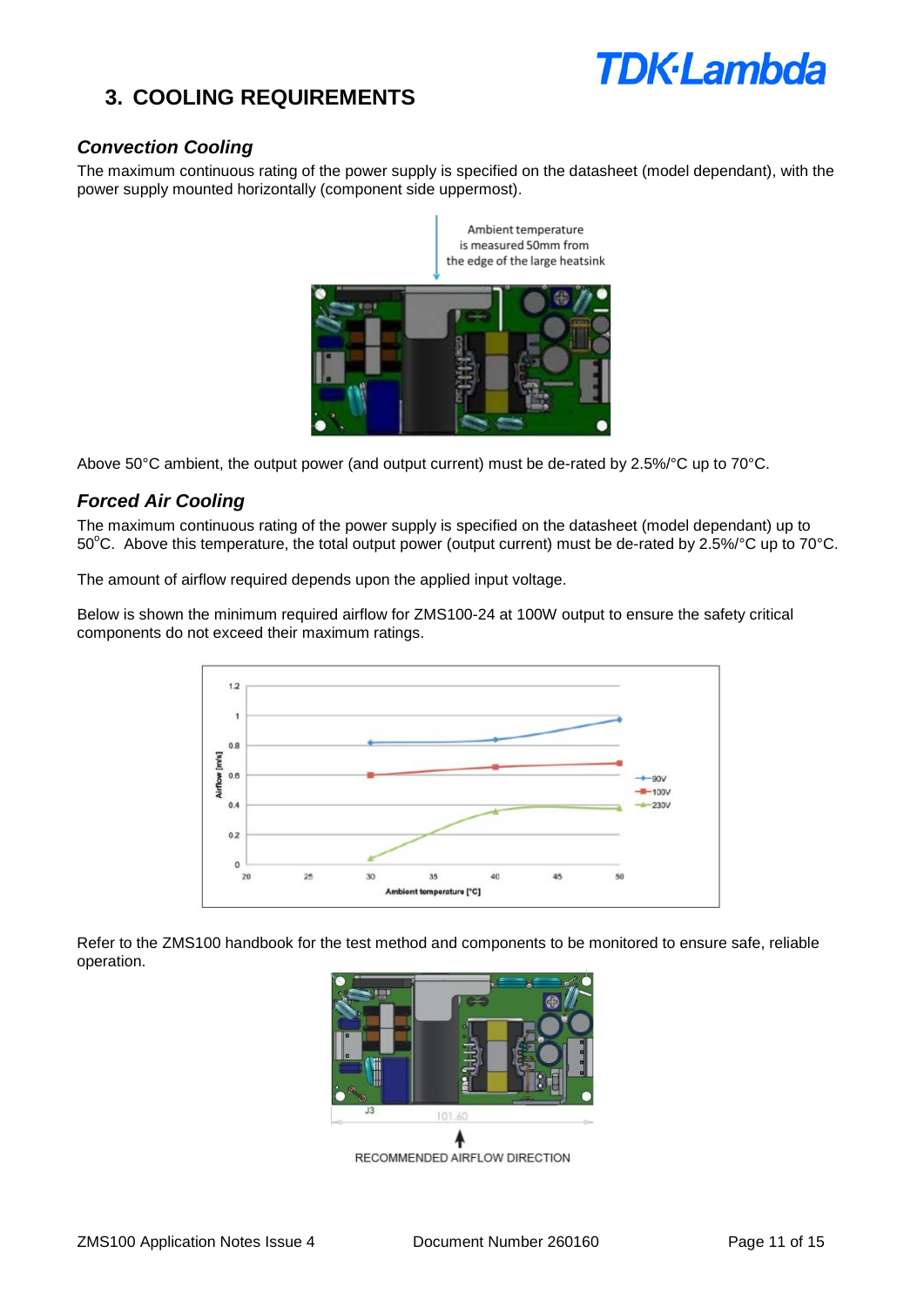## 3. COOLING REQUIREMENTS

### *Convection Cooling*

The maximum continuous rating of the power supply is specified on the datasheet (model dependant), with the power supply mounted horizontally (component side uppermost).

Ambient temperature is measured 50mm from the edge of the large heatsink

Above 50°C ambient, the output power (and output current) must be de-rated by 2.5%/°C up to 70°C.

### *Forced Air Cooling*

The maximum continuous rating of the power supply is specified on the datasheet (model dependant) up to 50°C. Above this temperature, the total output power (output current) must be de-rated by 2.5%/°C up to 70°C.

The amount of airflow required depends upon the applied input voltage.

Below is shown the minimum required airflow for ZMS100-24 at 100W output to ensure the safety critical components do not exceed their maximum ratings.

Refer to the ZMS100 handbook for the test method and components to be monitored to ensure safe, reliable operation.

RECOMMENDED AIRFLOW DIRECTION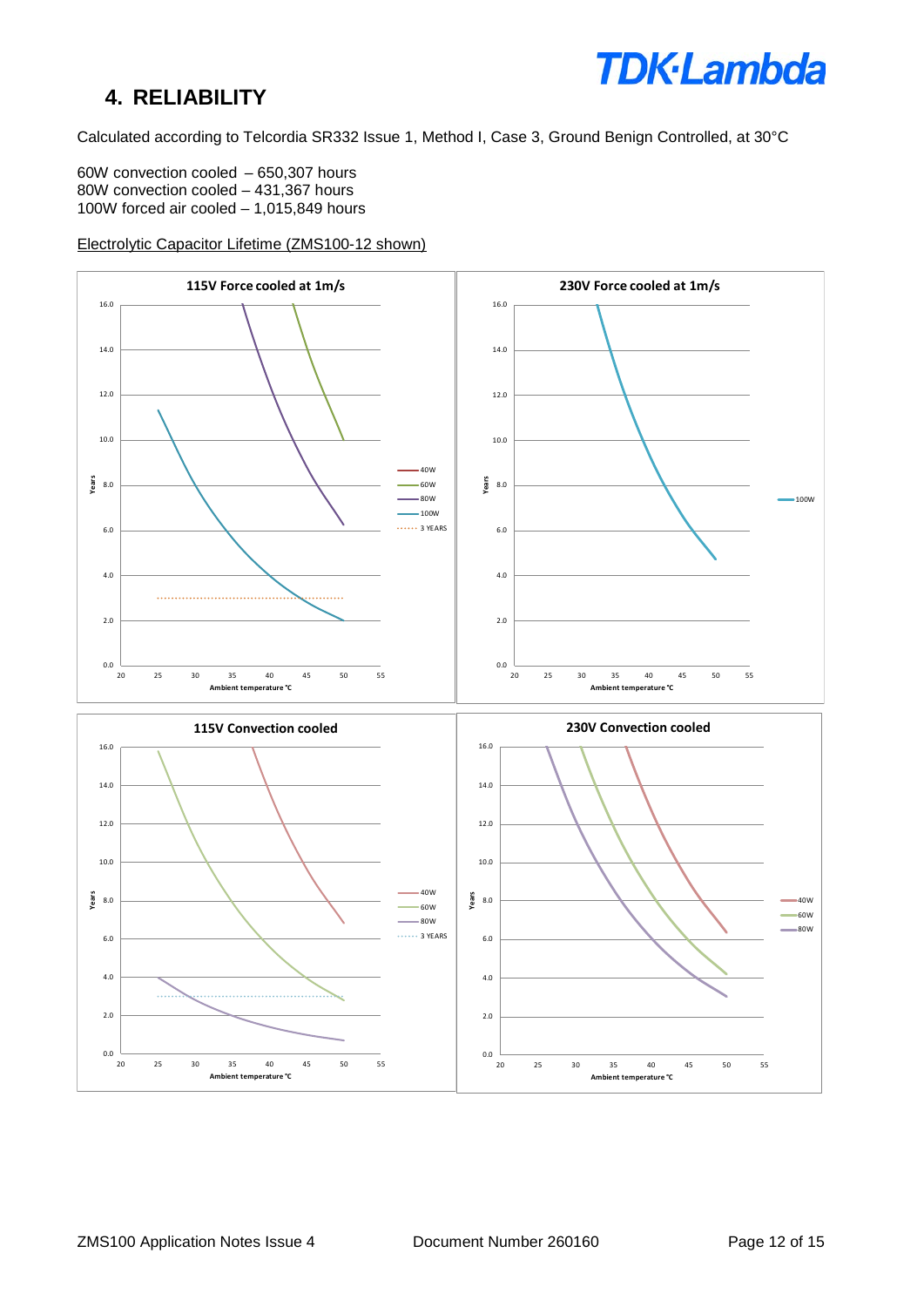## 4. RELIABILITY

Calculated according to Telcordia SR332 Issue 1, Method I, Case 3, Ground Benign Controlled, at 30°C

60W convection cooled – 650,307 hours
80W convection cooled – 431,367 hours
100W forced air cooled – 1,015,849 hours

Electrolytic Capacitor Lifetime (ZMS100-12 shown)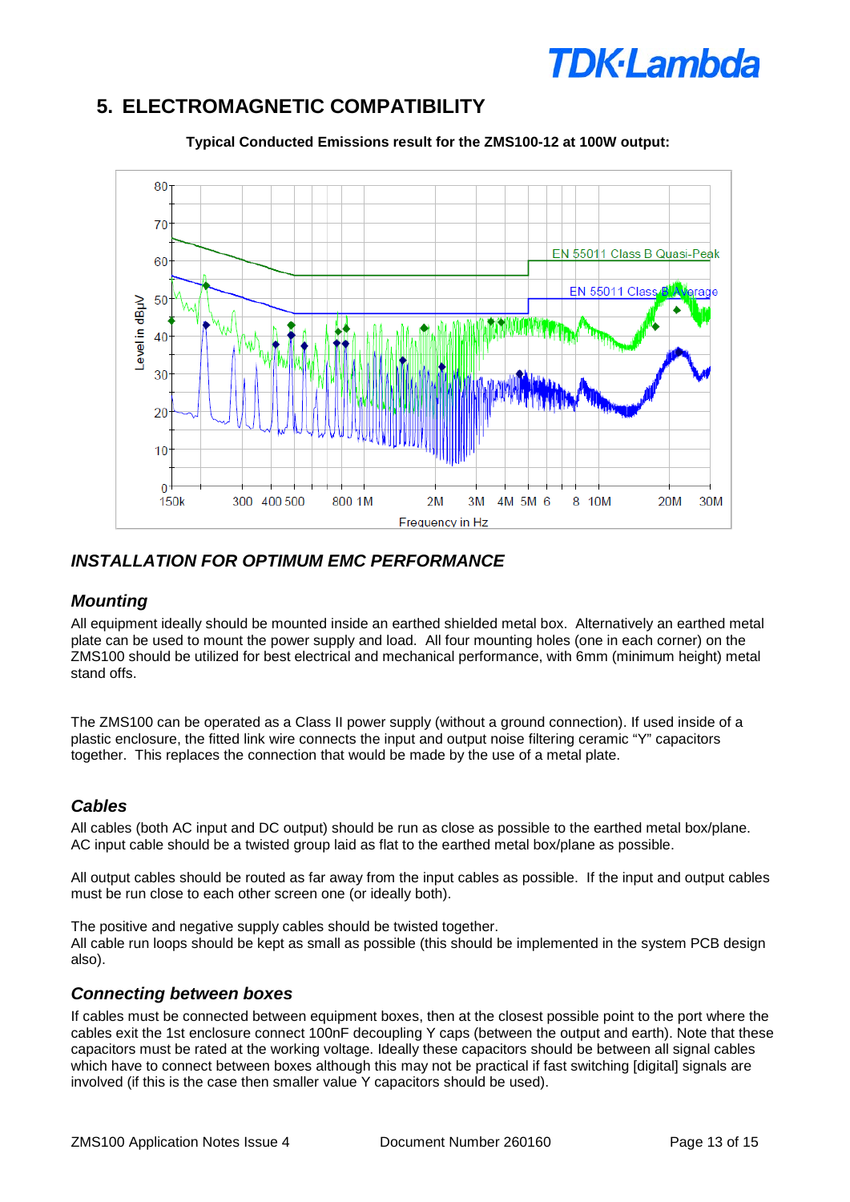## 5. ELECTROMAGNETIC COMPATIBILITY

**Typical Conducted Emissions result for the ZMS100-12 at 100W output:**

### *INSTALLATION FOR OPTIMUM EMC PERFORMANCE*

#### *Mounting*

All equipment ideally should be mounted inside an earthed shielded metal box. Alternatively an earthed metal plate can be used to mount the power supply and load. All four mounting holes (one in each corner) on the ZMS100 should be utilized for best electrical and mechanical performance, with 6mm (minimum height) metal stand offs.

The ZMS100 can be operated as a Class II power supply (without a ground connection). If used inside of a plastic enclosure, the fitted link wire connects the input and output noise filtering ceramic "Y" capacitors together. This replaces the connection that would be made by the use of a metal plate.

#### *Cables*

All cables (both AC input and DC output) should be run as close as possible to the earthed metal box/plane. AC input cable should be a twisted group laid as flat to the earthed metal box/plane as possible.

All output cables should be routed as far away from the input cables as possible. If the input and output cables must be run close to each other screen one (or ideally both).

The positive and negative supply cables should be twisted together.
All cable run loops should be kept as small as possible (this should be implemented in the system PCB design also).

#### *Connecting between boxes*

If cables must be connected between equipment boxes, then at the closest possible point to the port where the cables exit the 1st enclosure connect 100nF decoupling Y caps (between the output and earth). Note that these capacitors must be rated at the working voltage. Ideally these capacitors should be between all signal cables which have to connect between boxes although this may not be practical if fast switching [digital] signals are involved (if this is the case then smaller value Y capacitors should be used).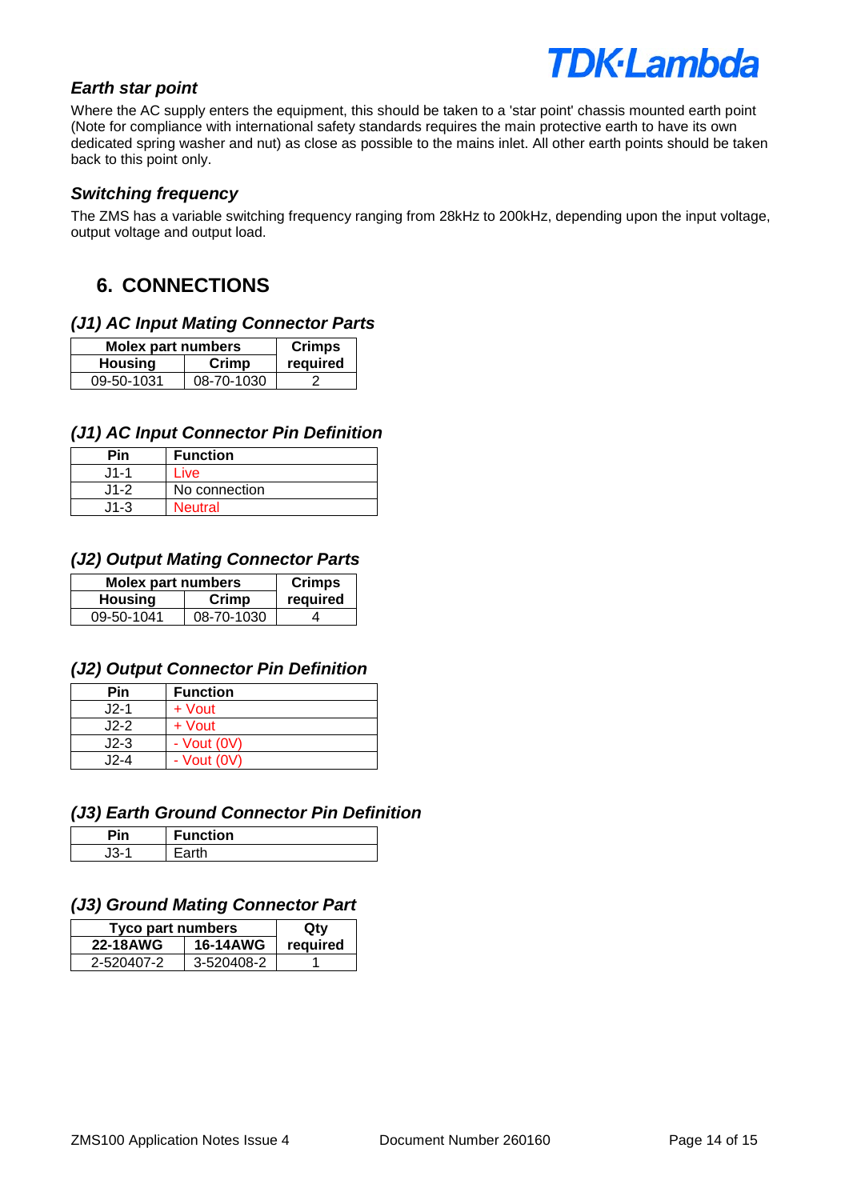### *Earth star point*

Where the AC supply enters the equipment, this should be taken to a 'star point' chassis mounted earth point (Note for compliance with international safety standards requires the main protective earth to have its own dedicated spring washer and nut) as close as possible to the mains inlet. All other earth points should be taken back to this point only.

### *Switching frequency*

The ZMS has a variable switching frequency ranging from 28kHz to 200kHz, depending upon the input voltage, output voltage and output load.

## 6. CONNECTIONS

### *(J1) AC Input Mating Connector Parts*

| Molex part numbers | | Crimps |
|---|---|---|
| Housing | Crimp | required |
| 09-50-1031 | 08-70-1030 | 2 |

### *(J1) AC Input Connector Pin Definition*

| Pin | Function |
|---|---|
| J1-1 | Live |
| J1-2 | No connection |
| J1-3 | Neutral |

### *(J2) Output Mating Connector Parts*

| Molex part numbers | | Crimps |
|---|---|---|
| Housing | Crimp | required |
| 09-50-1041 | 08-70-1030 | 4 |

### *(J2) Output Connector Pin Definition*

| Pin | Function |
|---|---|
| J2-1 | + Vout |
| J2-2 | + Vout |
| J2-3 | - Vout (0V) |
| J2-4 | - Vout (0V) |

### *(J3) Earth Ground Connector Pin Definition*

| Pin | Function |
|---|---|
| J3-1 | Earth |

### *(J3) Ground Mating Connector Part*

| Tyco part numbers | | Qty |
|---|---|---|
| 22-18AWG | 16-14AWG | required |
| 2-520407-2 | 3-520408-2 | 1 |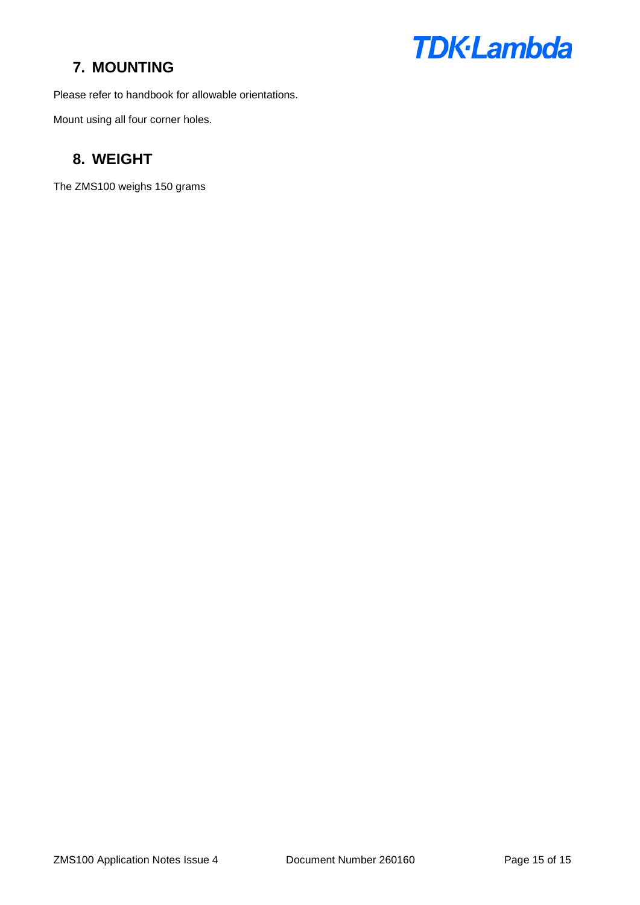## 7. MOUNTING

Please refer to handbook for allowable orientations.

Mount using all four corner holes.

## 8. WEIGHT

The ZMS100 weighs 150 grams